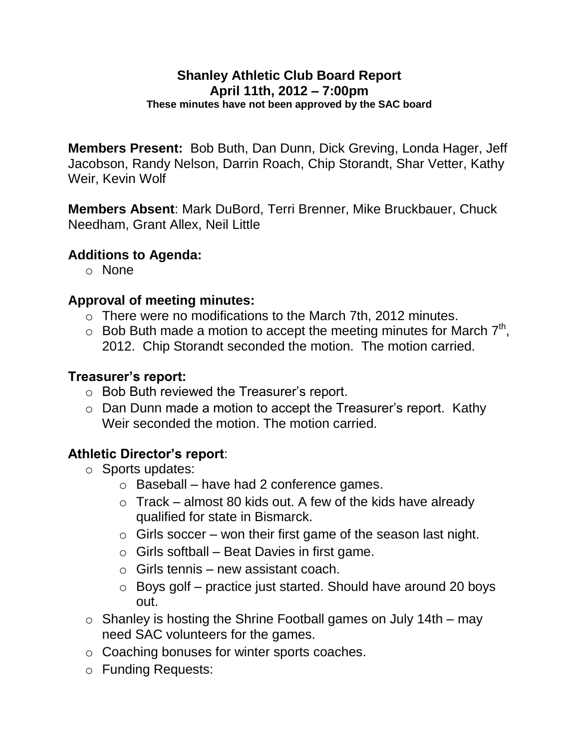# Shanley Athletic Club Board Report

## April 11th, 2012 – 7:00pm

**These minutes have not been approved by the SAC board**

**Members Present:** Bob Buth, Dan Dunn, Dick Greving, Londa Hager, Jeff Jacobson, Randy Nelson, Darrin Roach, Chip Storandt, Shar Vetter, Kathy Weir, Kevin Wolf

**Members Absent**: Mark DuBord, Terri Brenner, Mike Bruckbauer, Chuck Needham, Grant Allex, Neil Little

### Additions to Agenda:

- None

### Approval of meeting minutes:

- There were no modifications to the March 7th, 2012 minutes.
- Bob Buth made a motion to accept the meeting minutes for March 7th, 2012. Chip Storandt seconded the motion. The motion carried.

### Treasurer's report:

- Bob Buth reviewed the Treasurer's report.
- Dan Dunn made a motion to accept the Treasurer's report. Kathy Weir seconded the motion. The motion carried.

### Athletic Director's report:

- Sports updates:
  - Baseball – have had 2 conference games.
  - Track – almost 80 kids out. A few of the kids have already qualified for state in Bismarck.
  - Girls soccer – won their first game of the season last night.
  - Girls softball – Beat Davies in first game.
  - Girls tennis – new assistant coach.
  - Boys golf – practice just started. Should have around 20 boys out.
- Shanley is hosting the Shrine Football games on July 14th – may need SAC volunteers for the games.
- Coaching bonuses for winter sports coaches.
- Funding Requests: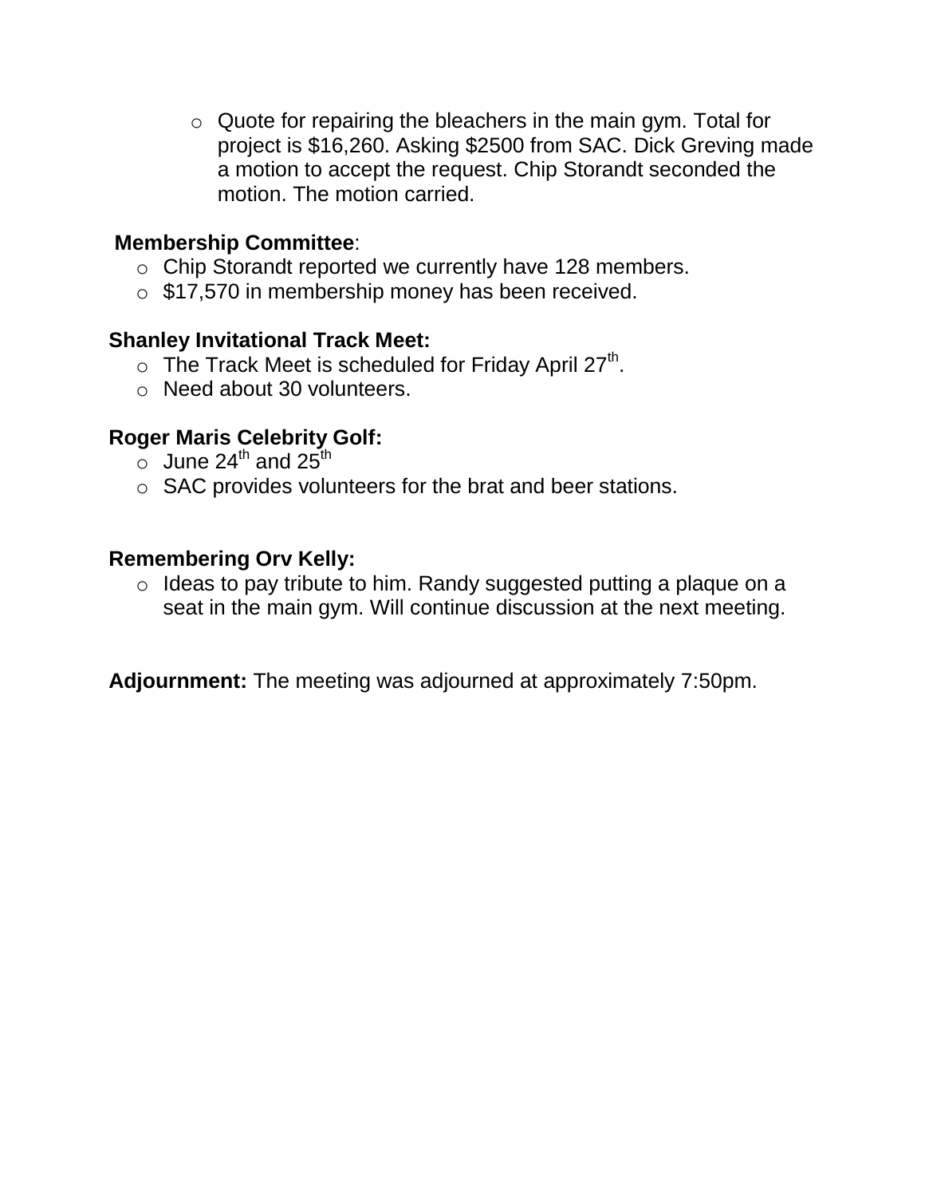- Quote for repairing the bleachers in the main gym. Total for project is $16,260. Asking $2500 from SAC. Dick Greving made a motion to accept the request. Chip Storandt seconded the motion. The motion carried.

**Membership Committee**:

- Chip Storandt reported we currently have 128 members.
- $17,570 in membership money has been received.

**Shanley Invitational Track Meet:**

- The Track Meet is scheduled for Friday April 27th.
- Need about 30 volunteers.

**Roger Maris Celebrity Golf:**

- June 24th and 25th
- SAC provides volunteers for the brat and beer stations.

**Remembering Orv Kelly:**

- Ideas to pay tribute to him. Randy suggested putting a plaque on a seat in the main gym. Will continue discussion at the next meeting.

**Adjournment:** The meeting was adjourned at approximately 7:50pm.